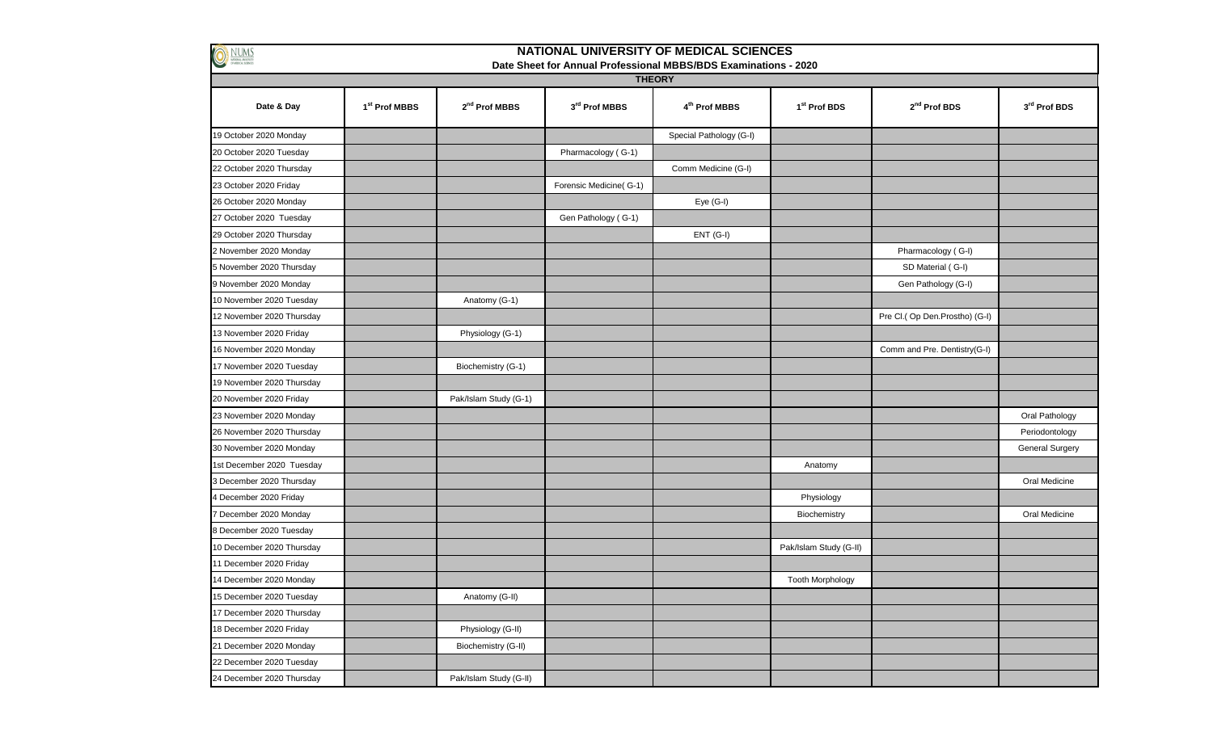# NATIONAL UNIVERSITY OF MEDICAL SCIENCES

## Date Sheet for Annual Professional MBBS/BDS Examinations - 2020

### THEORY

| Date & Day | 1st Prof MBBS | 2nd Prof MBBS | 3rd Prof MBBS | 4th Prof MBBS | 1st Prof BDS | 2nd Prof BDS | 3rd Prof BDS |
|---|---|---|---|---|---|---|---|
| 19 October 2020 Monday | | | | Special Pathology (G-I) | | | |
| 20 October 2020 Tuesday | | | Pharmacology ( G-1) | | | | |
| 22 October 2020 Thursday | | | | Comm Medicine (G-I) | | | |
| 23 October 2020 Friday | | | Forensic Medicine( G-1) | | | | |
| 26 October 2020 Monday | | | | Eye (G-I) | | | |
| 27 October 2020 Tuesday | | | Gen Pathology ( G-1) | | | | |
| 29 October 2020 Thursday | | | | ENT (G-I) | | | |
| 2 November 2020 Monday | | | | | | Pharmacology ( G-I) | |
| 5 November 2020 Thursday | | | | | | SD Material ( G-I) | |
| 9 November 2020 Monday | | | | | | Gen Pathology (G-I) | |
| 10 November 2020 Tuesday | | Anatomy (G-1) | | | | | |
| 12 November 2020 Thursday | | | | | | Pre Cl.( Op Den.Prostho) (G-I) | |
| 13 November 2020 Friday | | Physiology (G-1) | | | | | |
| 16 November 2020 Monday | | | | | | Comm and Pre. Dentistry(G-I) | |
| 17 November 2020 Tuesday | | Biochemistry (G-1) | | | | | |
| 19 November 2020 Thursday | | | | | | | |
| 20 November 2020 Friday | | Pak/Islam Study (G-1) | | | | | |
| 23 November 2020 Monday | | | | | | | Oral Pathology |
| 26 November 2020 Thursday | | | | | | | Periodontology |
| 30 November 2020 Monday | | | | | | | General Surgery |
| 1st December 2020 Tuesday | | | | | Anatomy | | |
| 3 December 2020 Thursday | | | | | | | Oral Medicine |
| 4 December 2020 Friday | | | | | Physiology | | |
| 7 December 2020 Monday | | | | | Biochemistry | | Oral Medicine |
| 8 December 2020 Tuesday | | | | | | | |
| 10 December 2020 Thursday | | | | | Pak/Islam Study (G-II) | | |
| 11 December 2020 Friday | | | | | | | |
| 14 December 2020 Monday | | | | | Tooth Morphology | | |
| 15 December 2020 Tuesday | | Anatomy (G-II) | | | | | |
| 17 December 2020 Thursday | | | | | | | |
| 18 December 2020 Friday | | Physiology (G-II) | | | | | |
| 21 December 2020 Monday | | Biochemistry (G-II) | | | | | |
| 22 December 2020 Tuesday | | | | | | | |
| 24 December 2020 Thursday | | Pak/Islam Study (G-II) | | | | | |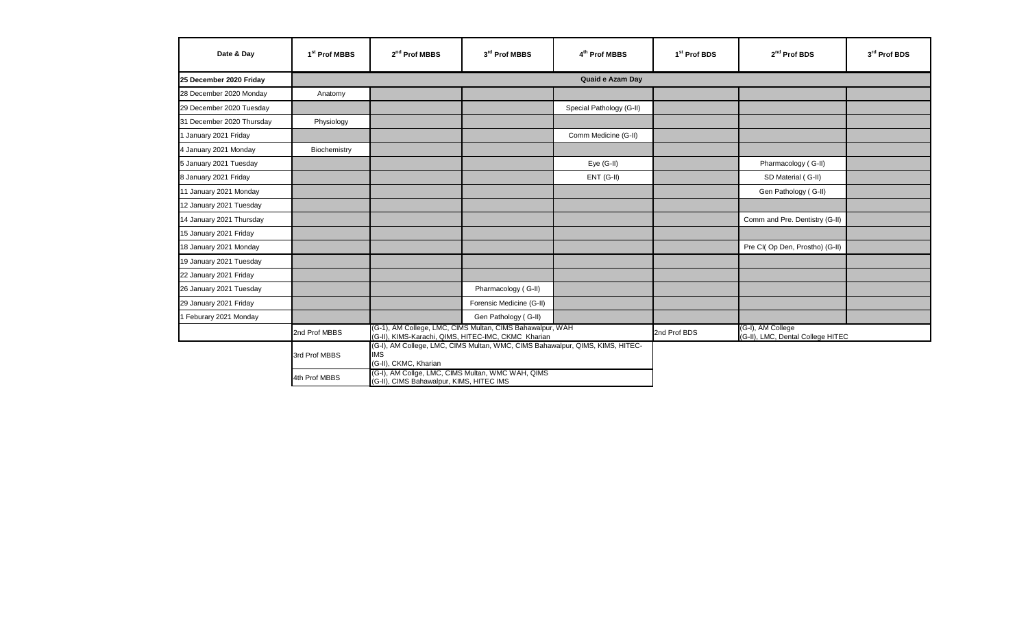| Date & Day | 1st Prof MBBS | 2nd Prof MBBS | 3rd Prof MBBS | 4th Prof MBBS | 1st Prof BDS | 2nd Prof BDS | 3rd Prof BDS |
|---|---|---|---|---|---|---|---|
| **25 December 2020 Friday** | **Quaid e Azam Day** | | | | | | |
| 28 December 2020 Monday | Anatomy | | | | | | |
| 29 December 2020 Tuesday | | | | Special Pathology (G-II) | | | |
| 31 December 2020 Thursday | Physiology | | | | | | |
| 1 January 2021 Friday | | | | Comm Medicine (G-II) | | | |
| 4 January 2021 Monday | Biochemistry | | | | | | |
| 5 January 2021 Tuesday | | | | Eye (G-II) | | Pharmacology ( G-II) | |
| 8 January 2021 Friday | | | | ENT (G-II) | | SD Material ( G-II) | |
| 11 January 2021 Monday | | | | | | Gen Pathology ( G-II) | |
| 12 January 2021 Tuesday | | | | | | | |
| 14 January 2021 Thursday | | | | | | Comm and Pre. Dentistry (G-II) | |
| 15 January 2021 Friday | | | | | | | |
| 18 January 2021 Monday | | | | | | Pre Cl( Op Den, Prostho) (G-II) | |
| 19 January 2021 Tuesday | | | | | | | |
| 22 January 2021 Friday | | | | | | | |
| 26 January 2021 Tuesday | | | Pharmacology ( G-II) | | | | |
| 29 January 2021 Friday | | | Forensic Medicine (G-II) | | | | |
| 1 Feburary 2021 Monday | | | Gen Pathology ( G-II) | | | | |
| | 2nd Prof MBBS | (G-1), AM College, LMC, CIMS Multan, CIMS Bahawalpur, WAH (G-II), KIMS-Karachi, QIMS, HITEC-IMC, CKMC Kharian | | | 2nd Prof BDS | (G-I), AM College (G-II), LMC, Dental College HITEC | |
| | 3rd Prof MBBS | (G-I), AM College, LMC, CIMS Multan, WMC, CIMS Bahawalpur, QIMS, KIMS, HITEC-IMS (G-II), CKMC, Kharian | | | | | |
| | 4th Prof MBBS | (G-I), AM Collge, LMC, CIMS Multan, WMC WAH, QIMS (G-II), CIMS Bahawalpur, KIMS, HITEC IMS | | | | | |